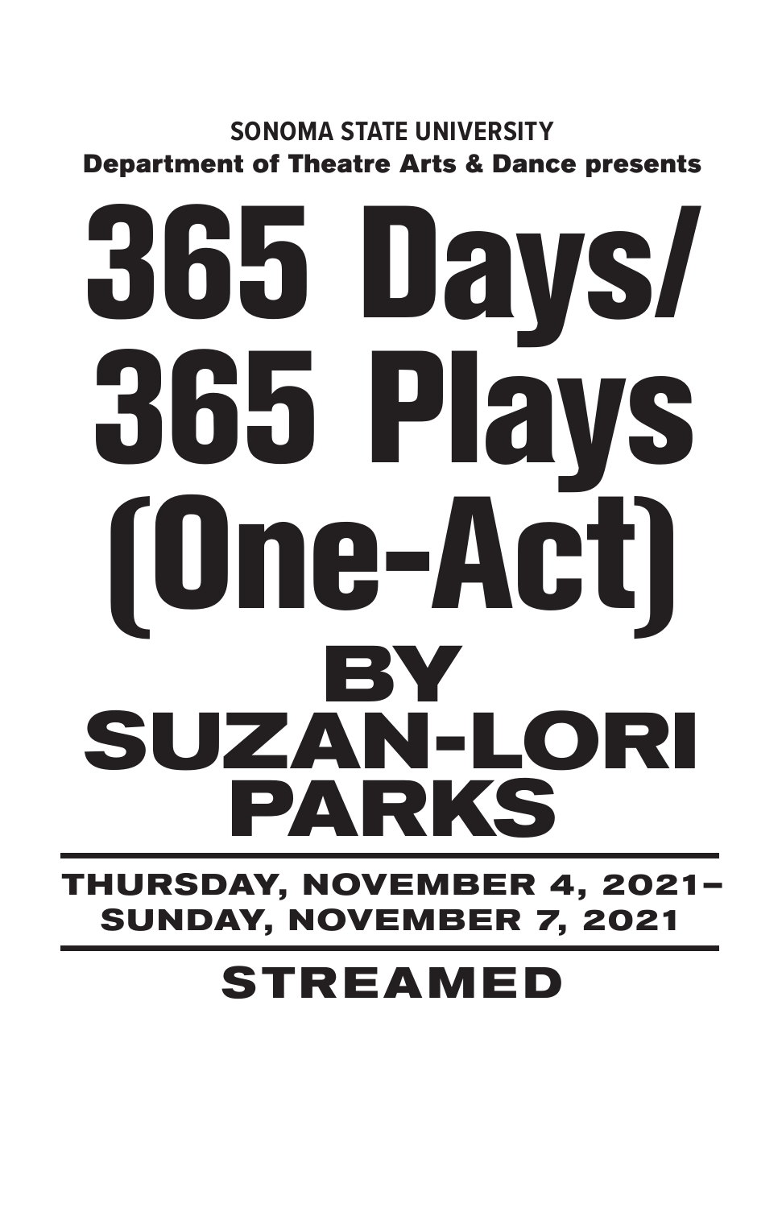**SONOMA STATE UNIVERSITY**
**Department of Theatre Arts & Dance presents**

# 365 Days/ 365 Plays (One-Act)

## BY SUZAN-LORI PARKS

---

**THURSDAY, NOVEMBER 4, 2021– SUNDAY, NOVEMBER 7, 2021**

---

## STREAMED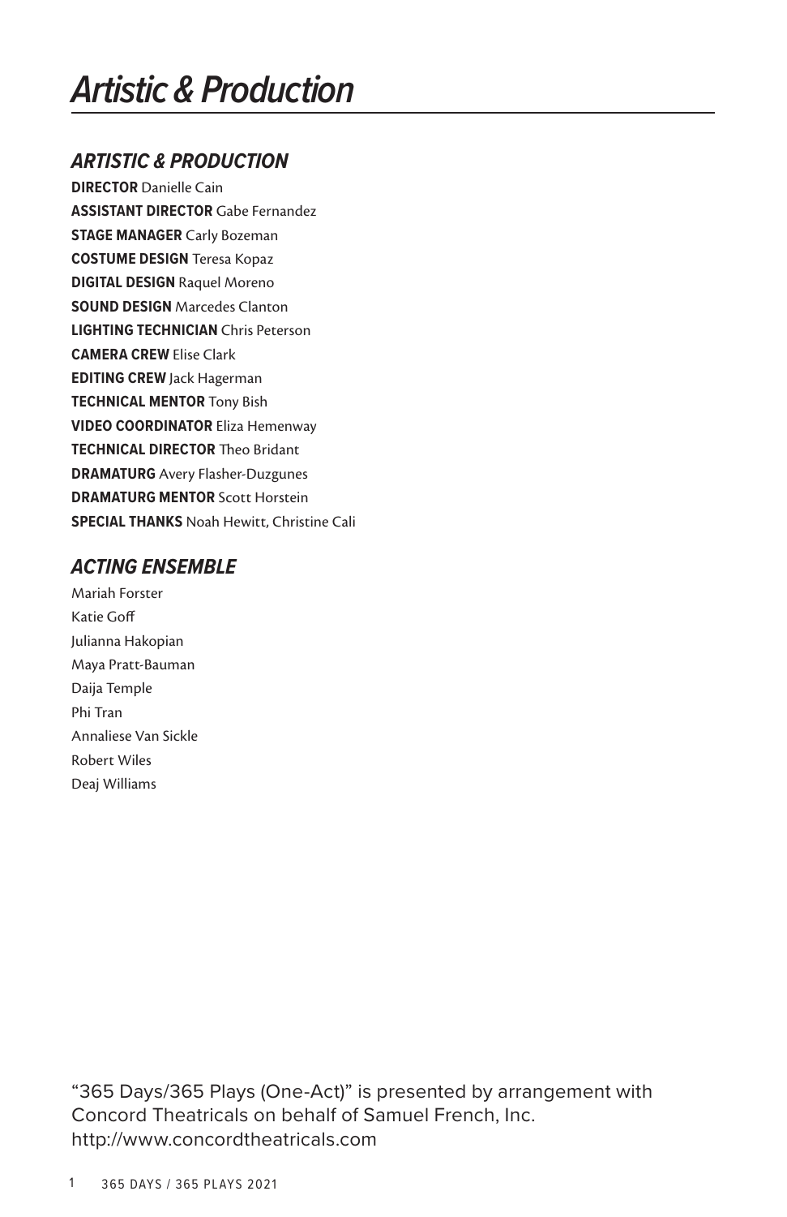# Artistic & Production

## *ARTISTIC & PRODUCTION*

**DIRECTOR** Danielle Cain
**ASSISTANT DIRECTOR** Gabe Fernandez
**STAGE MANAGER** Carly Bozeman
**COSTUME DESIGN** Teresa Kopaz
**DIGITAL DESIGN** Raquel Moreno
**SOUND DESIGN** Marcedes Clanton
**LIGHTING TECHNICIAN** Chris Peterson
**CAMERA CREW** Elise Clark
**EDITING CREW** Jack Hagerman
**TECHNICAL MENTOR** Tony Bish
**VIDEO COORDINATOR** Eliza Hemenway
**TECHNICAL DIRECTOR** Theo Bridant
**DRAMATURG** Avery Flasher-Duzgunes
**DRAMATURG MENTOR** Scott Horstein
**SPECIAL THANKS** Noah Hewitt, Christine Cali

## *ACTING ENSEMBLE*

Mariah Forster
Katie Goff
Julianna Hakopian
Maya Pratt-Bauman
Daija Temple
Phi Tran
Annaliese Van Sickle
Robert Wiles
Deaj Williams

"365 Days/365 Plays (One-Act)" is presented by arrangement with Concord Theatricals on behalf of Samuel French, Inc. http://www.concordtheatricals.com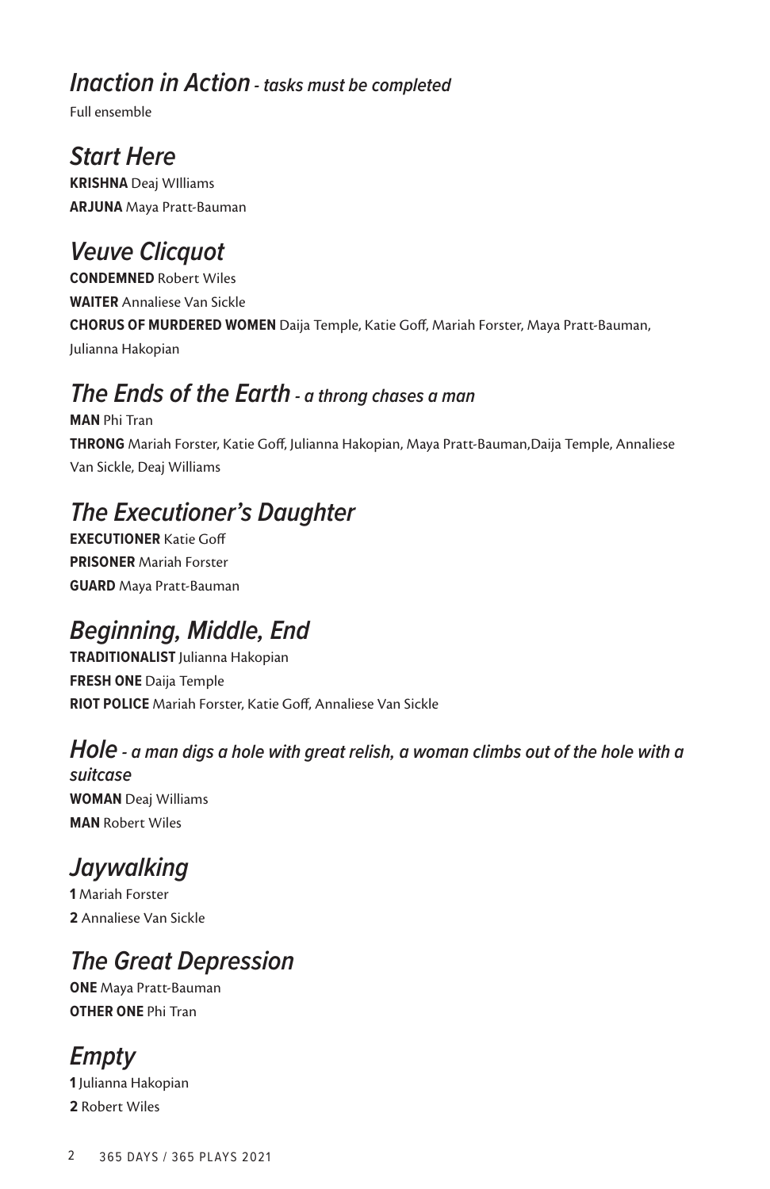## *Inaction in Action* *- tasks must be completed*

Full ensemble

## *Start Here*

**KRISHNA** Deaj WIlliams

**ARJUNA** Maya Pratt-Bauman

## *Veuve Clicquot*

**CONDEMNED** Robert Wiles

**WAITER** Annaliese Van Sickle

**CHORUS OF MURDERED WOMEN** Daija Temple, Katie Goff, Mariah Forster, Maya Pratt-Bauman, Julianna Hakopian

## *The Ends of the Earth* *- a throng chases a man*

**MAN** Phi Tran

**THRONG** Mariah Forster, Katie Goff, Julianna Hakopian, Maya Pratt-Bauman,Daija Temple, Annaliese Van Sickle, Deaj Williams

## *The Executioner's Daughter*

**EXECUTIONER** Katie Goff

**PRISONER** Mariah Forster

**GUARD** Maya Pratt-Bauman

## *Beginning, Middle, End*

**TRADITIONALIST** Julianna Hakopian

**FRESH ONE** Daija Temple

**RIOT POLICE** Mariah Forster, Katie Goff, Annaliese Van Sickle

## *Hole* *- a man digs a hole with great relish, a woman climbs out of the hole with a suitcase*

**WOMAN** Deaj Williams

**MAN** Robert Wiles

## *Jaywalking*

**1** Mariah Forster

**2** Annaliese Van Sickle

## *The Great Depression*

**ONE** Maya Pratt-Bauman

**OTHER ONE** Phi Tran

## *Empty*

**1** Julianna Hakopian

**2** Robert Wiles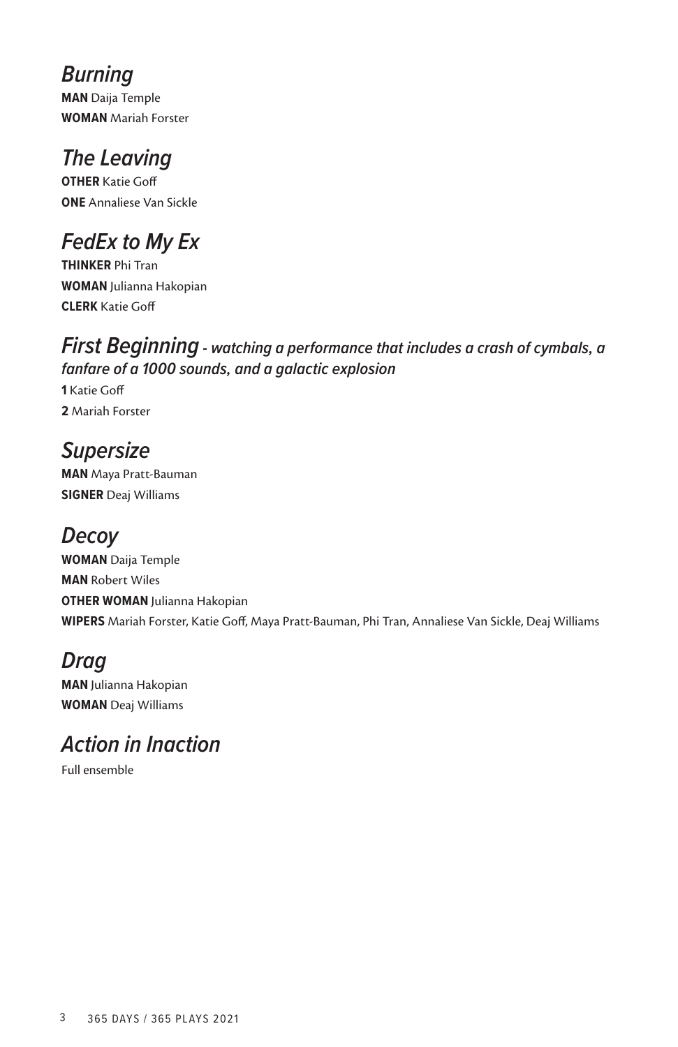## *Burning*

**MAN** Daija Temple
**WOMAN** Mariah Forster

## *The Leaving*

**OTHER** Katie Goff
**ONE** Annaliese Van Sickle

## *FedEx to My Ex*

**THINKER** Phi Tran
**WOMAN** Julianna Hakopian
**CLERK** Katie Goff

## *First Beginning* *- watching a performance that includes a crash of cymbals, a fanfare of a 1000 sounds, and a galactic explosion*

**1** Katie Goff
**2** Mariah Forster

## *Supersize*

**MAN** Maya Pratt-Bauman
**SIGNER** Deaj Williams

## *Decoy*

**WOMAN** Daija Temple
**MAN** Robert Wiles
**OTHER WOMAN** Julianna Hakopian
**WIPERS** Mariah Forster, Katie Goff, Maya Pratt-Bauman, Phi Tran, Annaliese Van Sickle, Deaj Williams

## *Drag*

**MAN** Julianna Hakopian
**WOMAN** Deaj Williams

## *Action in Inaction*

Full ensemble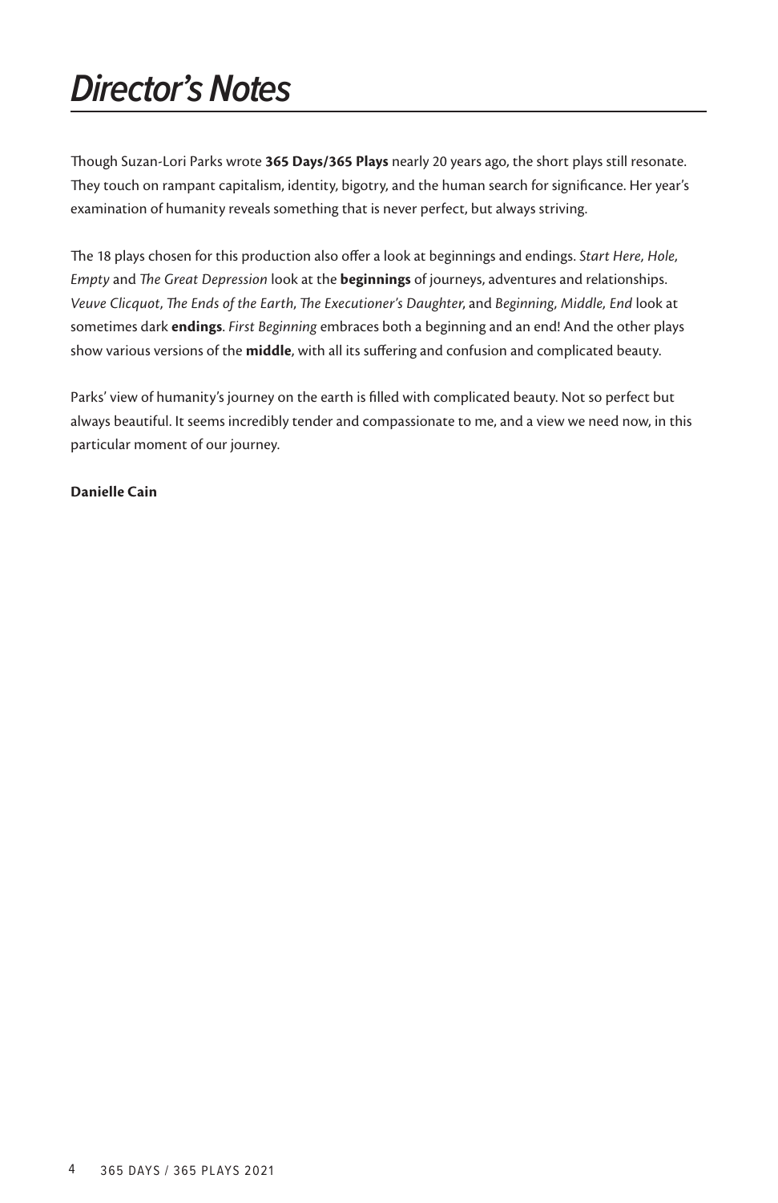# *Director's Notes*

Though Suzan-Lori Parks wrote **365 Days/365 Plays** nearly 20 years ago, the short plays still resonate. They touch on rampant capitalism, identity, bigotry, and the human search for significance. Her year's examination of humanity reveals something that is never perfect, but always striving.

The 18 plays chosen for this production also offer a look at beginnings and endings. *Start Here*, *Hole, Empty* and *The Great Depression* look at the **beginnings** of journeys, adventures and relationships. *Veuve Clicquot*, *The Ends of the Earth*, *The Executioner's Daughter*, and *Beginning, Middle, End* look at sometimes dark **endings**. *First Beginning* embraces both a beginning and an end! And the other plays show various versions of the **middle**, with all its suffering and confusion and complicated beauty.

Parks' view of humanity's journey on the earth is filled with complicated beauty. Not so perfect but always beautiful. It seems incredibly tender and compassionate to me, and a view we need now, in this particular moment of our journey.

**Danielle Cain**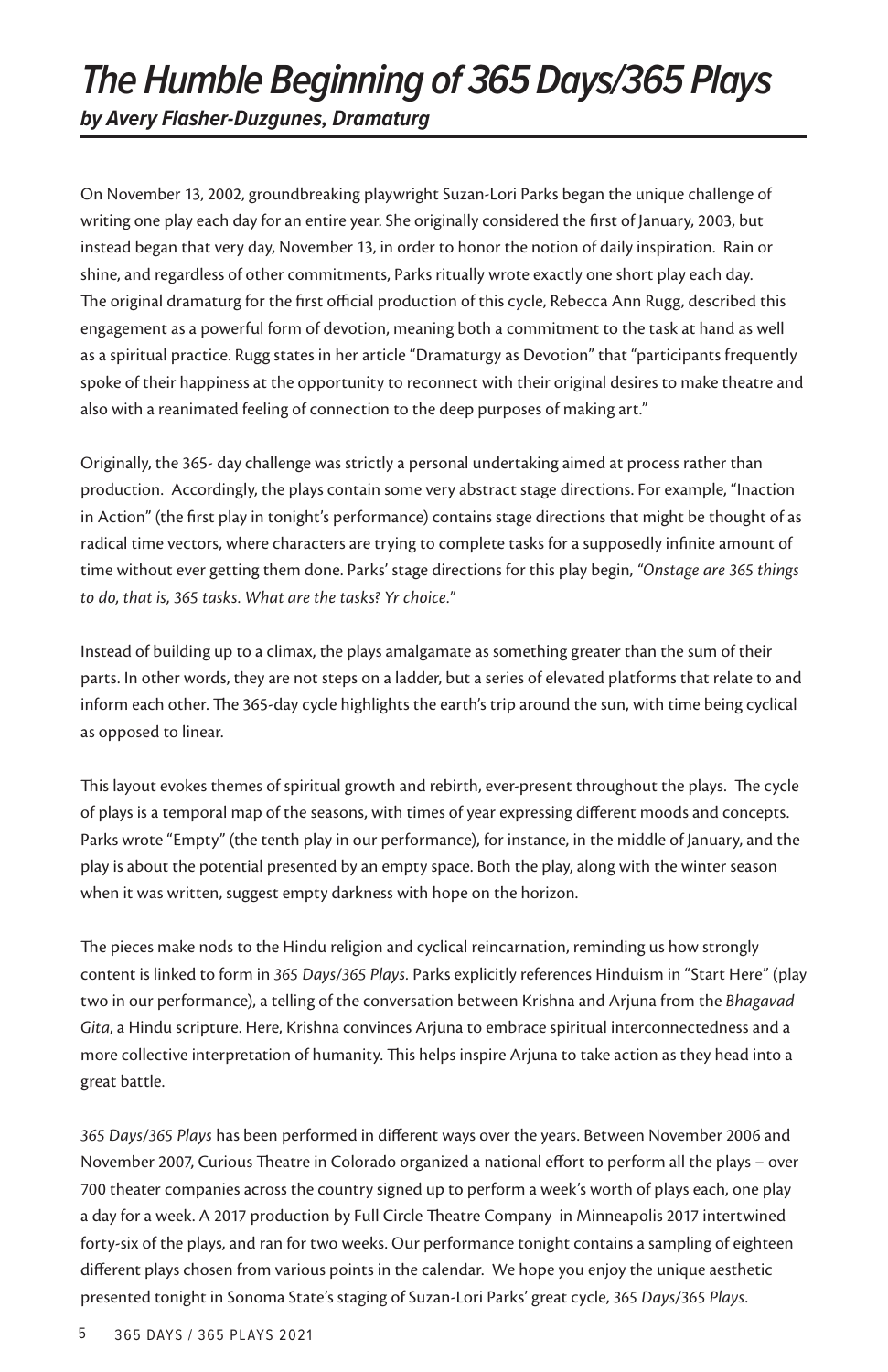# *The Humble Beginning of 365 Days/365 Plays*

***by Avery Flasher-Duzgunes, Dramaturg***

On November 13, 2002, groundbreaking playwright Suzan-Lori Parks began the unique challenge of writing one play each day for an entire year. She originally considered the first of January, 2003, but instead began that very day, November 13, in order to honor the notion of daily inspiration. Rain or shine, and regardless of other commitments, Parks ritually wrote exactly one short play each day. The original dramaturg for the first official production of this cycle, Rebecca Ann Rugg, described this engagement as a powerful form of devotion, meaning both a commitment to the task at hand as well as a spiritual practice. Rugg states in her article "Dramaturgy as Devotion" that "participants frequently spoke of their happiness at the opportunity to reconnect with their original desires to make theatre and also with a reanimated feeling of connection to the deep purposes of making art."

Originally, the 365- day challenge was strictly a personal undertaking aimed at process rather than production. Accordingly, the plays contain some very abstract stage directions. For example, "Inaction in Action" (the first play in tonight's performance) contains stage directions that might be thought of as radical time vectors, where characters are trying to complete tasks for a supposedly infinite amount of time without ever getting them done. Parks' stage directions for this play begin, *"Onstage are 365 things to do, that is, 365 tasks. What are the tasks? Yr choice."*

Instead of building up to a climax, the plays amalgamate as something greater than the sum of their parts. In other words, they are not steps on a ladder, but a series of elevated platforms that relate to and inform each other. The 365-day cycle highlights the earth's trip around the sun, with time being cyclical as opposed to linear.

This layout evokes themes of spiritual growth and rebirth, ever-present throughout the plays. The cycle of plays is a temporal map of the seasons, with times of year expressing different moods and concepts. Parks wrote "Empty" (the tenth play in our performance), for instance, in the middle of January, and the play is about the potential presented by an empty space. Both the play, along with the winter season when it was written, suggest empty darkness with hope on the horizon.

The pieces make nods to the Hindu religion and cyclical reincarnation, reminding us how strongly content is linked to form in *365 Days/365 Plays*. Parks explicitly references Hinduism in "Start Here" (play two in our performance), a telling of the conversation between Krishna and Arjuna from the *Bhagavad Gita*, a Hindu scripture. Here, Krishna convinces Arjuna to embrace spiritual interconnectedness and a more collective interpretation of humanity. This helps inspire Arjuna to take action as they head into a great battle.

*365 Days/365 Plays* has been performed in different ways over the years. Between November 2006 and November 2007, Curious Theatre in Colorado organized a national effort to perform all the plays – over 700 theater companies across the country signed up to perform a week's worth of plays each, one play a day for a week. A 2017 production by Full Circle Theatre Company in Minneapolis 2017 intertwined forty-six of the plays, and ran for two weeks. Our performance tonight contains a sampling of eighteen different plays chosen from various points in the calendar. We hope you enjoy the unique aesthetic presented tonight in Sonoma State's staging of Suzan-Lori Parks' great cycle, *365 Days/365 Plays*.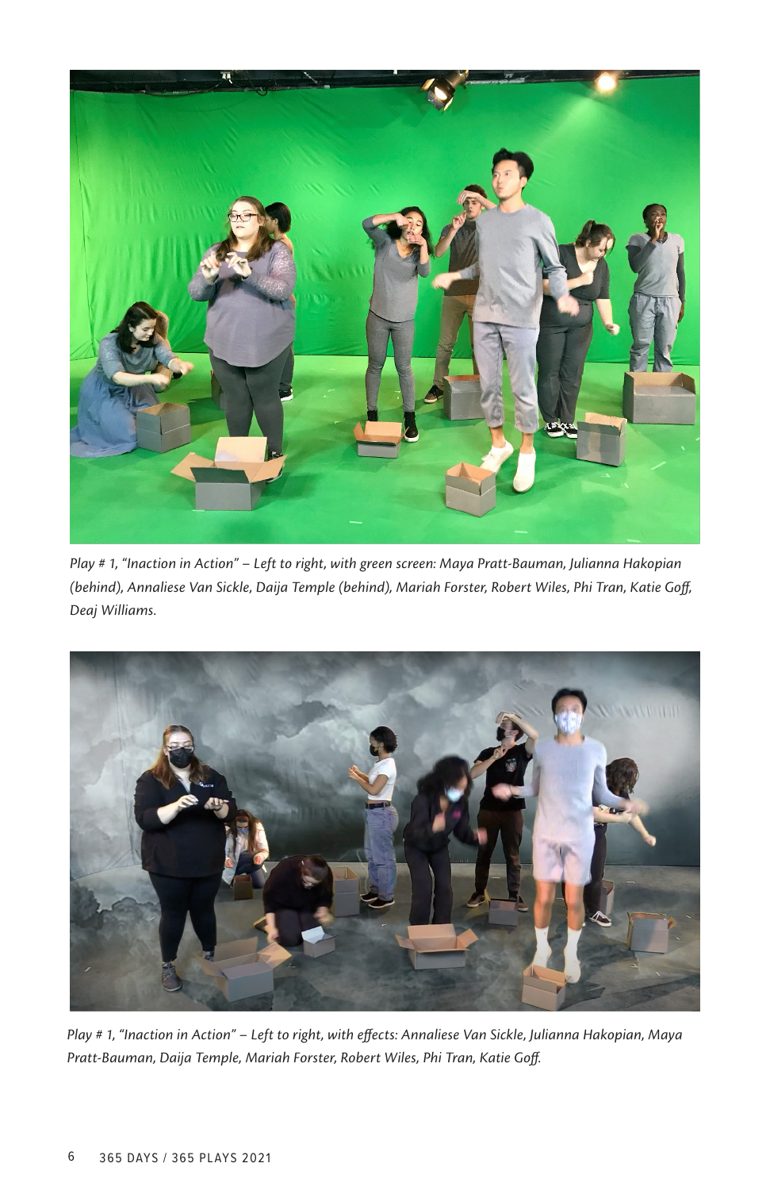*Play # 1, "Inaction in Action" – Left to right, with green screen: Maya Pratt-Bauman, Julianna Hakopian (behind), Annaliese Van Sickle, Daija Temple (behind), Mariah Forster, Robert Wiles, Phi Tran, Katie Goff, Deaj Williams.*

*Play # 1, "Inaction in Action" – Left to right, with effects: Annaliese Van Sickle, Julianna Hakopian, Maya Pratt-Bauman, Daija Temple, Mariah Forster, Robert Wiles, Phi Tran, Katie Goff.*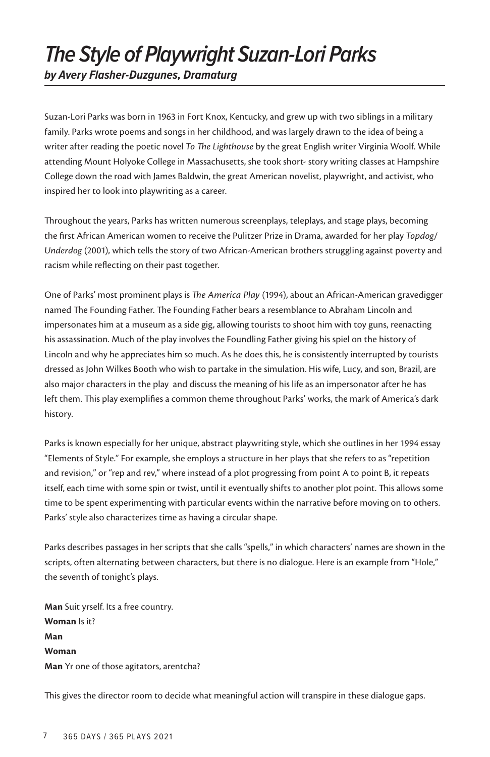# *The Style of Playwright Suzan-Lori Parks*

***by Avery Flasher-Duzgunes, Dramaturg***

Suzan-Lori Parks was born in 1963 in Fort Knox, Kentucky, and grew up with two siblings in a military family. Parks wrote poems and songs in her childhood, and was largely drawn to the idea of being a writer after reading the poetic novel *To The Lighthouse* by the great English writer Virginia Woolf. While attending Mount Holyoke College in Massachusetts, she took short- story writing classes at Hampshire College down the road with James Baldwin, the great American novelist, playwright, and activist, who inspired her to look into playwriting as a career.

Throughout the years, Parks has written numerous screenplays, teleplays, and stage plays, becoming the first African American women to receive the Pulitzer Prize in Drama, awarded for her play *Topdog/ Underdog* (2001), which tells the story of two African-American brothers struggling against poverty and racism while reflecting on their past together.

One of Parks' most prominent plays is *The America Play* (1994), about an African-American gravedigger named The Founding Father. The Founding Father bears a resemblance to Abraham Lincoln and impersonates him at a museum as a side gig, allowing tourists to shoot him with toy guns, reenacting his assassination. Much of the play involves the Foundling Father giving his spiel on the history of Lincoln and why he appreciates him so much. As he does this, he is consistently interrupted by tourists dressed as John Wilkes Booth who wish to partake in the simulation. His wife, Lucy, and son, Brazil, are also major characters in the play and discuss the meaning of his life as an impersonator after he has left them. This play exemplifies a common theme throughout Parks' works, the mark of America's dark history.

Parks is known especially for her unique, abstract playwriting style, which she outlines in her 1994 essay "Elements of Style." For example, she employs a structure in her plays that she refers to as "repetition and revision," or "rep and rev," where instead of a plot progressing from point A to point B, it repeats itself, each time with some spin or twist, until it eventually shifts to another plot point. This allows some time to be spent experimenting with particular events within the narrative before moving on to others. Parks' style also characterizes time as having a circular shape.

Parks describes passages in her scripts that she calls "spells," in which characters' names are shown in the scripts, often alternating between characters, but there is no dialogue. Here is an example from "Hole," the seventh of tonight's plays.

**Man** Suit yrself. Its a free country.
**Woman** Is it?
**Man**
**Woman**
**Man** Yr one of those agitators, arentcha?

This gives the director room to decide what meaningful action will transpire in these dialogue gaps.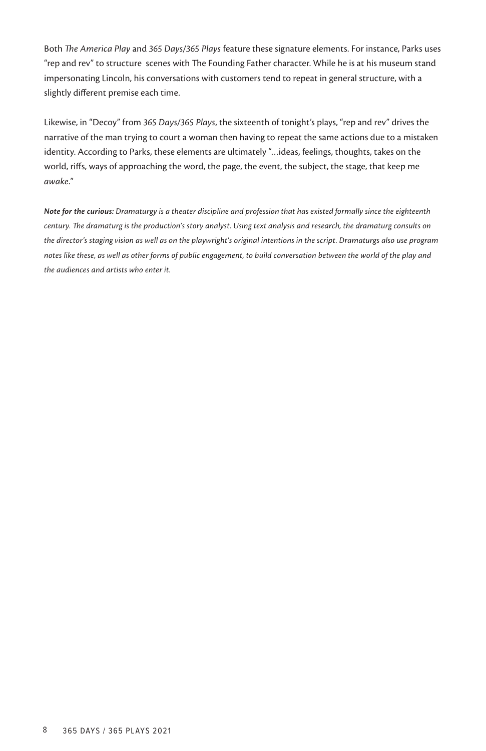Both *The America Play* and *365 Days/365 Plays* feature these signature elements. For instance, Parks uses "rep and rev" to structure scenes with The Founding Father character. While he is at his museum stand impersonating Lincoln, his conversations with customers tend to repeat in general structure, with a slightly different premise each time.

Likewise, in "Decoy" from *365 Days/365 Plays*, the sixteenth of tonight's plays, "rep and rev" drives the narrative of the man trying to court a woman then having to repeat the same actions due to a mistaken identity. According to Parks, these elements are ultimately "...ideas, feelings, thoughts, takes on the world, riffs, ways of approaching the word, the page, the event, the subject, the stage, that keep me *awake*."

***Note for the curious:*** *Dramaturgy is a theater discipline and profession that has existed formally since the eighteenth century. The dramaturg is the production's story analyst. Using text analysis and research, the dramaturg consults on the director's staging vision as well as on the playwright's original intentions in the script. Dramaturgs also use program notes like these, as well as other forms of public engagement, to build conversation between the world of the play and the audiences and artists who enter it.*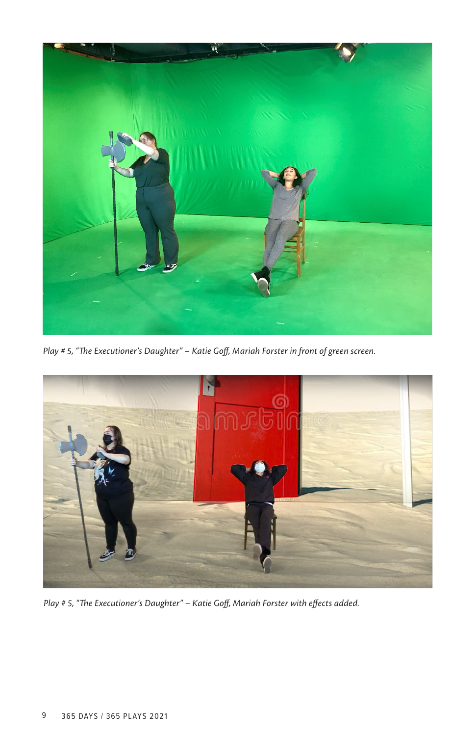*Play # 5, "The Executioner's Daughter" – Katie Goff, Mariah Forster in front of green screen.*

*Play # 5, "The Executioner's Daughter" – Katie Goff, Mariah Forster with effects added.*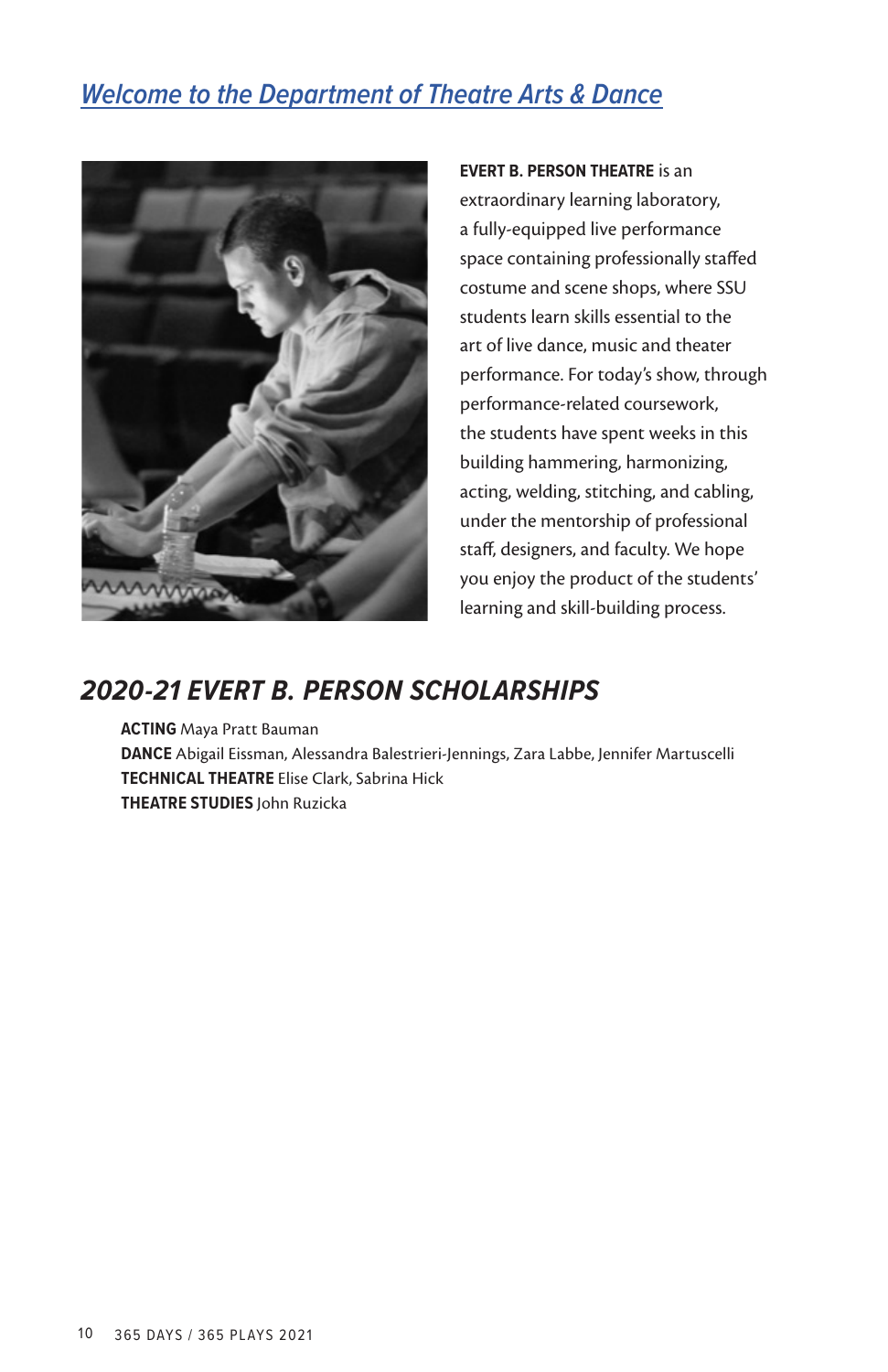## *Welcome to the Department of Theatre Arts & Dance*

**EVERT B. PERSON THEATRE** is an extraordinary learning laboratory, a fully-equipped live performance space containing professionally staffed costume and scene shops, where SSU students learn skills essential to the art of live dance, music and theater performance. For today's show, through performance-related coursework, the students have spent weeks in this building hammering, harmonizing, acting, welding, stitching, and cabling, under the mentorship of professional staff, designers, and faculty. We hope you enjoy the product of the students' learning and skill-building process.

## *2020-21 EVERT B. PERSON SCHOLARSHIPS*

**ACTING** Maya Pratt Bauman
**DANCE** Abigail Eissman, Alessandra Balestrieri-Jennings, Zara Labbe, Jennifer Martuscelli
**TECHNICAL THEATRE** Elise Clark, Sabrina Hick
**THEATRE STUDIES** John Ruzicka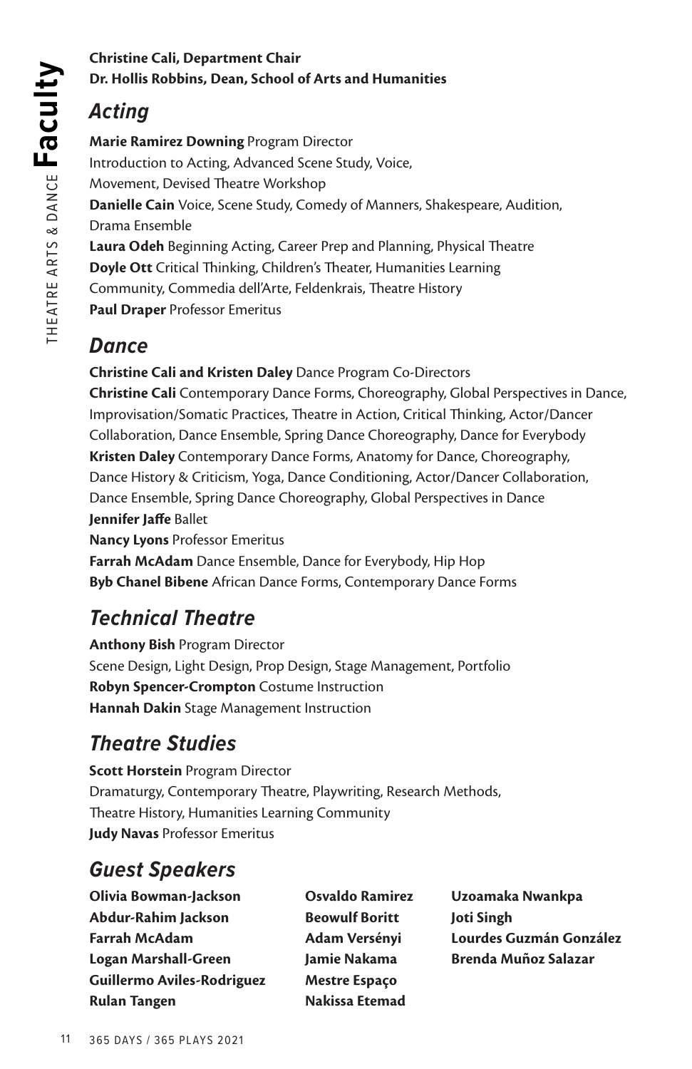# Faculty

**Christine Cali, Department Chair**
**Dr. Hollis Robbins, Dean, School of Arts and Humanities**

## *Acting*

**Marie Ramirez Downing** Program Director
Introduction to Acting, Advanced Scene Study, Voice, Movement, Devised Theatre Workshop
**Danielle Cain** Voice, Scene Study, Comedy of Manners, Shakespeare, Audition, Drama Ensemble
**Laura Odeh** Beginning Acting, Career Prep and Planning, Physical Theatre
**Doyle Ott** Critical Thinking, Children's Theater, Humanities Learning Community, Commedia dell'Arte, Feldenkrais, Theatre History
**Paul Draper** Professor Emeritus

## *Dance*

**Christine Cali and Kristen Daley** Dance Program Co-Directors
**Christine Cali** Contemporary Dance Forms, Choreography, Global Perspectives in Dance, Improvisation/Somatic Practices, Theatre in Action, Critical Thinking, Actor/Dancer Collaboration, Dance Ensemble, Spring Dance Choreography, Dance for Everybody
**Kristen Daley** Contemporary Dance Forms, Anatomy for Dance, Choreography, Dance History & Criticism, Yoga, Dance Conditioning, Actor/Dancer Collaboration, Dance Ensemble, Spring Dance Choreography, Global Perspectives in Dance
**Jennifer Jaffe** Ballet
**Nancy Lyons** Professor Emeritus
**Farrah McAdam** Dance Ensemble, Dance for Everybody, Hip Hop
**Byb Chanel Bibene** African Dance Forms, Contemporary Dance Forms

## *Technical Theatre*

**Anthony Bish** Program Director
Scene Design, Light Design, Prop Design, Stage Management, Portfolio
**Robyn Spencer-Crompton** Costume Instruction
**Hannah Dakin** Stage Management Instruction

## *Theatre Studies*

**Scott Horstein** Program Director
Dramaturgy, Contemporary Theatre, Playwriting, Research Methods, Theatre History, Humanities Learning Community
**Judy Navas** Professor Emeritus

## *Guest Speakers*

**Olivia Bowman-Jackson**
**Abdur-Rahim Jackson**
**Farrah McAdam**
**Logan Marshall-Green**
**Guillermo Aviles-Rodriguez**
**Rulan Tangen**
**Osvaldo Ramirez**
**Beowulf Boritt**
**Adam Versényi**
**Jamie Nakama**
**Mestre Espaço**
**Nakissa Etemad**
**Uzoamaka Nwankpa**
**Joti Singh**
**Lourdes Guzmán González**
**Brenda Muñoz Salazar**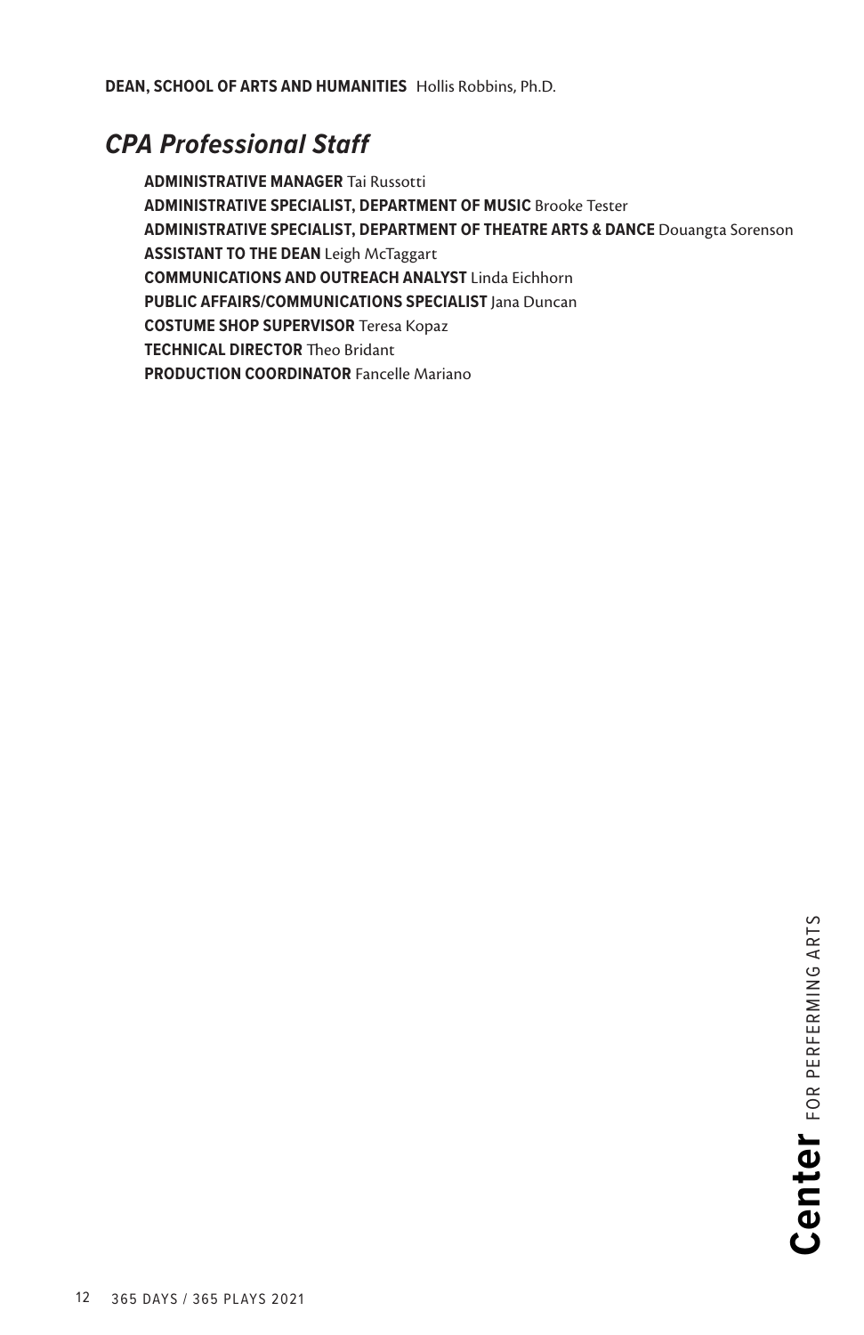**DEAN, SCHOOL OF ARTS AND HUMANITIES** Hollis Robbins, Ph.D.

## *CPA Professional Staff*

**ADMINISTRATIVE MANAGER** Tai Russotti
**ADMINISTRATIVE SPECIALIST, DEPARTMENT OF MUSIC** Brooke Tester
**ADMINISTRATIVE SPECIALIST, DEPARTMENT OF THEATRE ARTS & DANCE** Douangta Sorenson
**ASSISTANT TO THE DEAN** Leigh McTaggart
**COMMUNICATIONS AND OUTREACH ANALYST** Linda Eichhorn
**PUBLIC AFFAIRS/COMMUNICATIONS SPECIALIST** Jana Duncan
**COSTUME SHOP SUPERVISOR** Teresa Kopaz
**TECHNICAL DIRECTOR** Theo Bridant
**PRODUCTION COORDINATOR** Fancelle Mariano